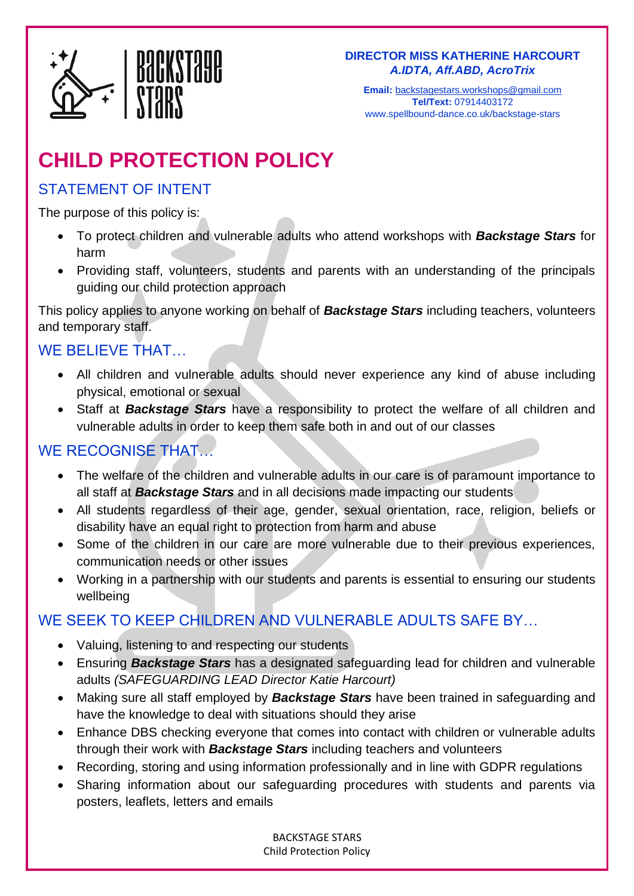**DIRECTOR MISS KATHERINE HARCOURT**
***A.IDTA, Aff.ABD, AcroTrix***

**Email:** backstagestars.workshops@gmail.com
**Tel/Text:** 07914403172
www.spellbound-dance.co.uk/backstage-stars

# CHILD PROTECTION POLICY

## STATEMENT OF INTENT

The purpose of this policy is:

- To protect children and vulnerable adults who attend workshops with ***Backstage Stars*** for harm
- Providing staff, volunteers, students and parents with an understanding of the principals guiding our child protection approach

This policy applies to anyone working on behalf of ***Backstage Stars*** including teachers, volunteers and temporary staff.

## WE BELIEVE THAT…

- All children and vulnerable adults should never experience any kind of abuse including physical, emotional or sexual
- Staff at ***Backstage Stars*** have a responsibility to protect the welfare of all children and vulnerable adults in order to keep them safe both in and out of our classes

## WE RECOGNISE THAT…

- The welfare of the children and vulnerable adults in our care is of paramount importance to all staff at ***Backstage Stars*** and in all decisions made impacting our students
- All students regardless of their age, gender, sexual orientation, race, religion, beliefs or disability have an equal right to protection from harm and abuse
- Some of the children in our care are more vulnerable due to their previous experiences, communication needs or other issues
- Working in a partnership with our students and parents is essential to ensuring our students wellbeing

## WE SEEK TO KEEP CHILDREN AND VULNERABLE ADULTS SAFE BY…

- Valuing, listening to and respecting our students
- Ensuring ***Backstage Stars*** has a designated safeguarding lead for children and vulnerable adults *(SAFEGUARDING LEAD Director Katie Harcourt)*
- Making sure all staff employed by ***Backstage Stars*** have been trained in safeguarding and have the knowledge to deal with situations should they arise
- Enhance DBS checking everyone that comes into contact with children or vulnerable adults through their work with ***Backstage Stars*** including teachers and volunteers
- Recording, storing and using information professionally and in line with GDPR regulations
- Sharing information about our safeguarding procedures with students and parents via posters, leaflets, letters and emails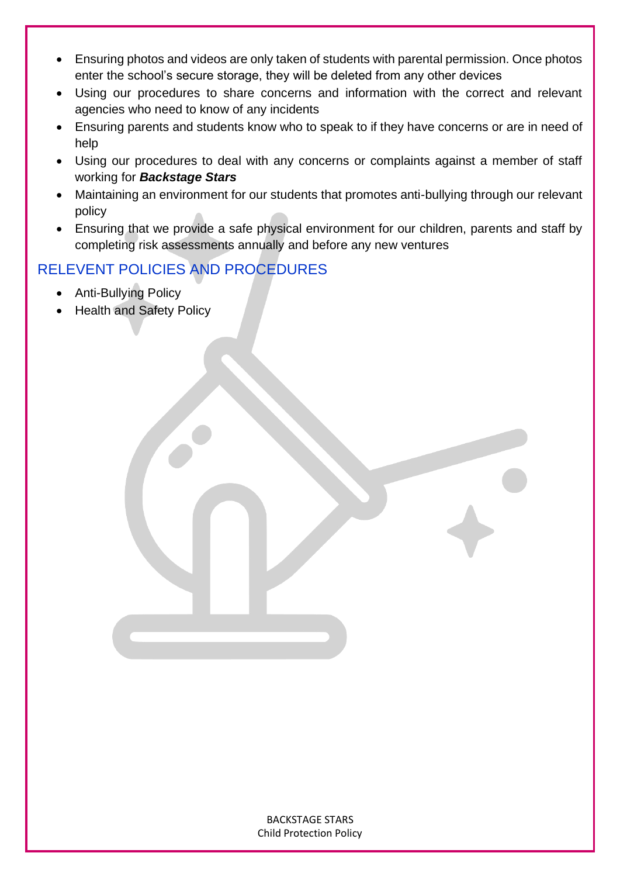- Ensuring photos and videos are only taken of students with parental permission. Once photos enter the school's secure storage, they will be deleted from any other devices
- Using our procedures to share concerns and information with the correct and relevant agencies who need to know of any incidents
- Ensuring parents and students know who to speak to if they have concerns or are in need of help
- Using our procedures to deal with any concerns or complaints against a member of staff working for ***Backstage Stars***
- Maintaining an environment for our students that promotes anti-bullying through our relevant policy
- Ensuring that we provide a safe physical environment for our children, parents and staff by completing risk assessments annually and before any new ventures

## RELEVENT POLICIES AND PROCEDURES

- Anti-Bullying Policy
- Health and Safety Policy